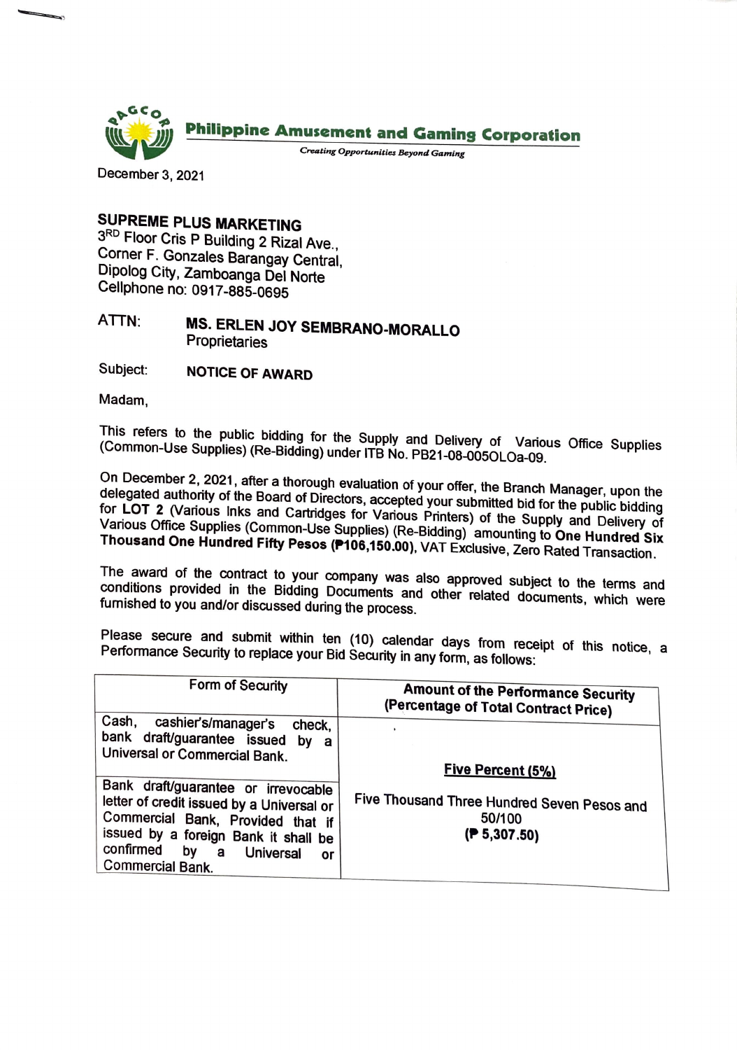**Philippine Amusement and Gaming Corporation**

*Creating Opportunities Beyond Gaming*

December 3, 2021

**SUPREME PLUS MARKETING**
3RD Floor Cris P Building 2 Rizal Ave.,
Corner F. Gonzales Barangay Central,
Dipolog City, Zamboanga Del Norte
Cellphone no: 0917-885-0695

ATTN: **MS. ERLEN JOY SEMBRANO-MORALLO**
Proprietaries

Subject: **NOTICE OF AWARD**

Madam,

This refers to the public bidding for the Supply and Delivery of Various Office Supplies (Common-Use Supplies) (Re-Bidding) under ITB No. PB21-08-005OLOa-09.

On December 2, 2021, after a thorough evaluation of your offer, the Branch Manager, upon the delegated authority of the Board of Directors, accepted your submitted bid for the public bidding for **LOT 2** (Various Inks and Cartridges for Various Printers) of the Supply and Delivery of Various Office Supplies (Common-Use Supplies) (Re-Bidding) amounting to **One Hundred Six Thousand One Hundred Fifty Pesos (₱106,150.00)**, VAT Exclusive, Zero Rated Transaction.

The award of the contract to your company was also approved subject to the terms and conditions provided in the Bidding Documents and other related documents, which were furnished to you and/or discussed during the process.

Please secure and submit within ten (10) calendar days from receipt of this notice, a Performance Security to replace your Bid Security in any form, as follows:

| Form of Security | **Amount of the Performance Security (Percentage of Total Contract Price)** |
|---|---|
| Cash, cashier's/manager's check, bank draft/guarantee issued by a Universal or Commercial Bank. | **Five Percent (5%)**<br>Five Thousand Three Hundred Seven Pesos and 50/100<br>**(₱ 5,307.50)** |
| Bank draft/guarantee or irrevocable letter of credit issued by a Universal or Commercial Bank, Provided that if issued by a foreign Bank it shall be confirmed by a Universal or Commercial Bank. | |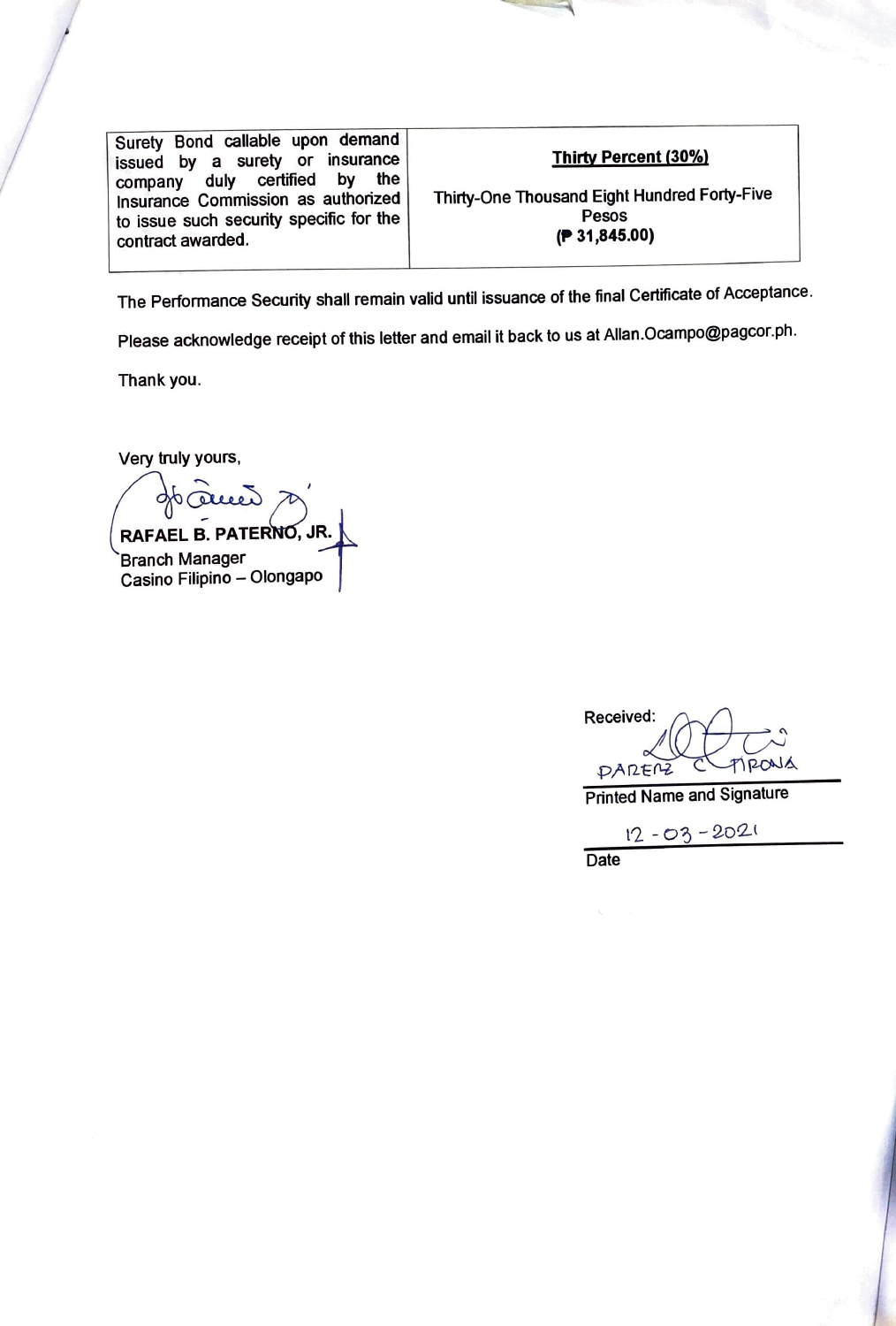| | |
|---|---|
| Surety Bond callable upon demand issued by a surety or insurance company duly certified by the Insurance Commission as authorized to issue such security specific for the contract awarded. | **Thirty Percent (30%)**<br><br>Thirty-One Thousand Eight Hundred Forty-Five Pesos<br>**(₱ 31,845.00)** |

The Performance Security shall remain valid until issuance of the final Certificate of Acceptance.

Please acknowledge receipt of this letter and email it back to us at Allan.Ocampo@pagcor.ph.

Thank you.

Very truly yours,

**RAFAEL B. PATERNO, JR.**
Branch Manager
Casino Filipino – Olongapo

Received:
DARENZ C. TIRONA
Printed Name and Signature

12 - 03 - 2021
Date